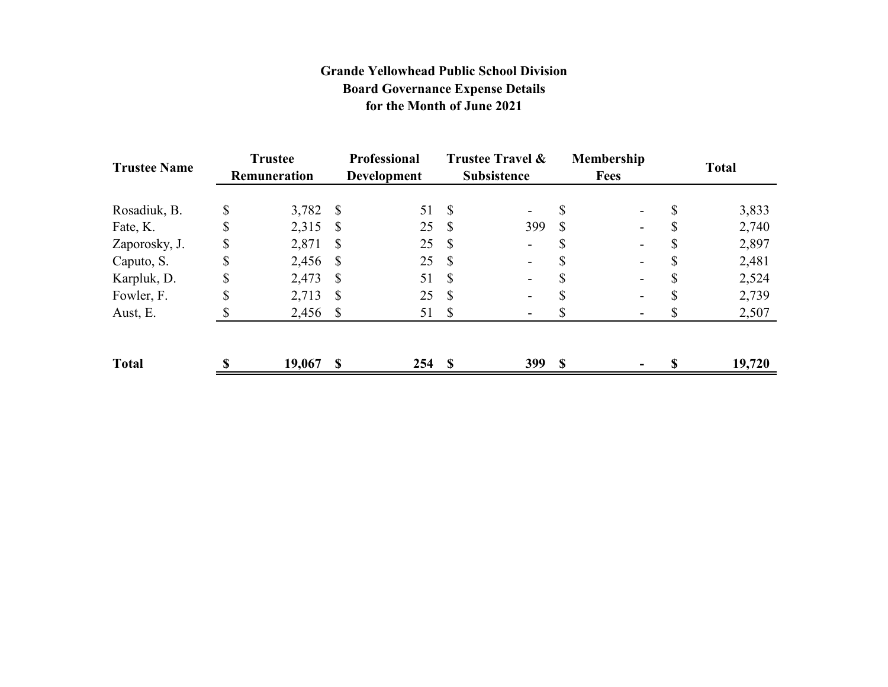**Grande Yellowhead Public School Division**
**Board Governance Expense Details**
**for the Month of June 2021**

| Trustee Name | Trustee Remuneration | Professional Development | Trustee Travel & Subsistence | Membership Fees | Total |
|---|---|---|---|---|---|
| Rosadiuk, B. | $ 3,782 | $ 51 | $ - | $ - | $ 3,833 |
| Fate, K. | $ 2,315 | $ 25 | $ 399 | $ - | $ 2,740 |
| Zaporosky, J. | $ 2,871 | $ 25 | $ - | $ - | $ 2,897 |
| Caputo, S. | $ 2,456 | $ 25 | $ - | $ - | $ 2,481 |
| Karpluk, D. | $ 2,473 | $ 51 | $ - | $ - | $ 2,524 |
| Fowler, F. | $ 2,713 | $ 25 | $ - | $ - | $ 2,739 |
| Aust, E. | $ 2,456 | $ 51 | $ - | $ - | $ 2,507 |
| **Total** | **$ 19,067** | **$ 254** | **$ 399** | **$ -** | **$ 19,720** |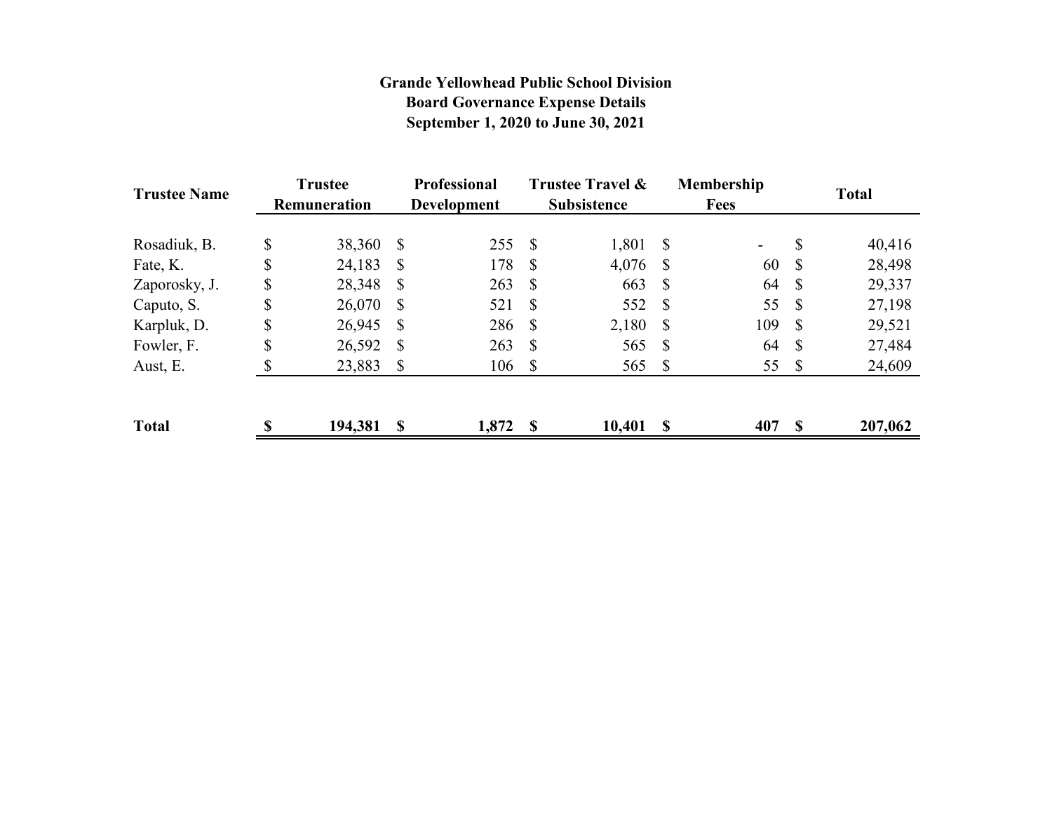**Grande Yellowhead Public School Division**
**Board Governance Expense Details**
**September 1, 2020 to June 30, 2021**

| Trustee Name | Trustee Remuneration | Professional Development | Trustee Travel & Subsistence | Membership Fees | Total |
|---|---|---|---|---|---|
| Rosadiuk, B. | $ 38,360 | $ 255 | $ 1,801 | $ - | $ 40,416 |
| Fate, K. | $ 24,183 | $ 178 | $ 4,076 | $ 60 | $ 28,498 |
| Zaporosky, J. | $ 28,348 | $ 263 | $ 663 | $ 64 | $ 29,337 |
| Caputo, S. | $ 26,070 | $ 521 | $ 552 | $ 55 | $ 27,198 |
| Karpluk, D. | $ 26,945 | $ 286 | $ 2,180 | $ 109 | $ 29,521 |
| Fowler, F. | $ 26,592 | $ 263 | $ 565 | $ 64 | $ 27,484 |
| Aust, E. | $ 23,883 | $ 106 | $ 565 | $ 55 | $ 24,609 |
| **Total** | **$ 194,381** | **$ 1,872** | **$ 10,401** | **$ 407** | **$ 207,062** |